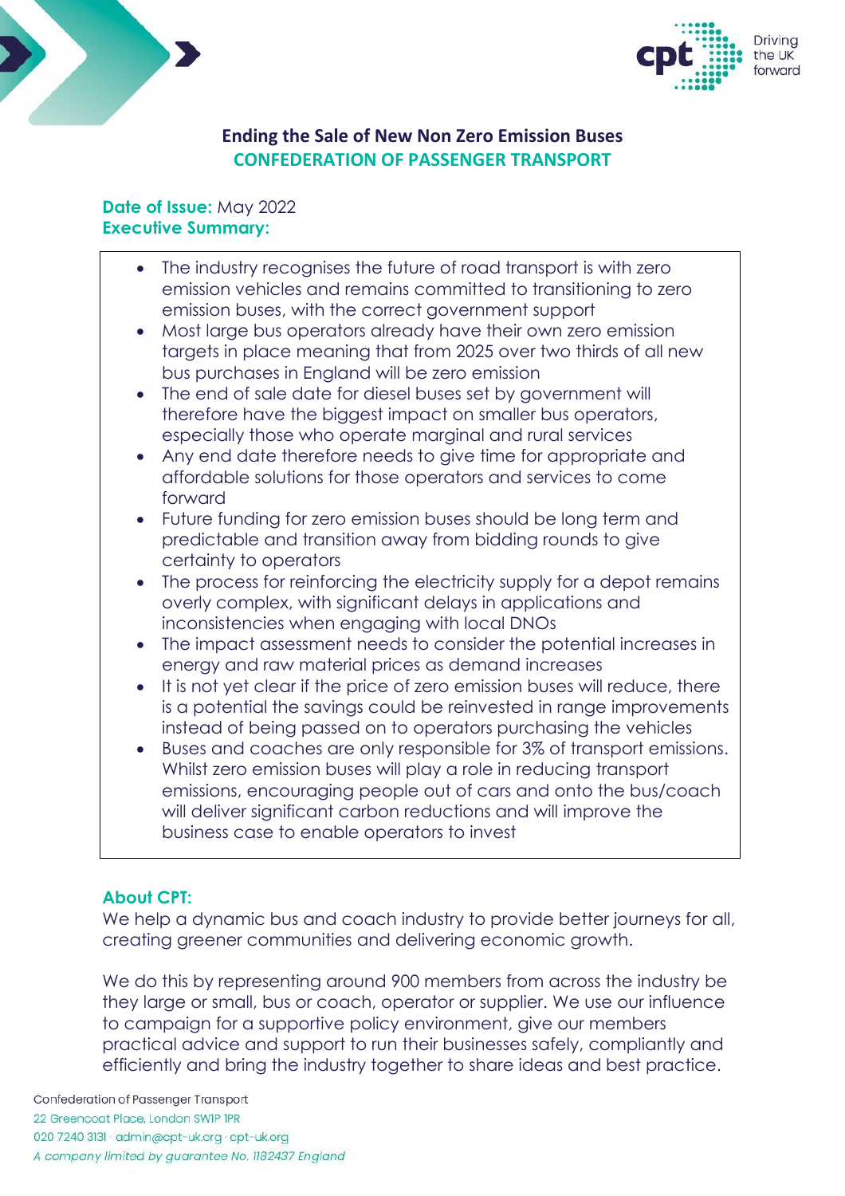# Ending the Sale of New Non Zero Emission Buses

## CONFEDERATION OF PASSENGER TRANSPORT

**Date of Issue:** May 2022

**Executive Summary:**

- The industry recognises the future of road transport is with zero emission vehicles and remains committed to transitioning to zero emission buses, with the correct government support
- Most large bus operators already have their own zero emission targets in place meaning that from 2025 over two thirds of all new bus purchases in England will be zero emission
- The end of sale date for diesel buses set by government will therefore have the biggest impact on smaller bus operators, especially those who operate marginal and rural services
- Any end date therefore needs to give time for appropriate and affordable solutions for those operators and services to come forward
- Future funding for zero emission buses should be long term and predictable and transition away from bidding rounds to give certainty to operators
- The process for reinforcing the electricity supply for a depot remains overly complex, with significant delays in applications and inconsistencies when engaging with local DNOs
- The impact assessment needs to consider the potential increases in energy and raw material prices as demand increases
- It is not yet clear if the price of zero emission buses will reduce, there is a potential the savings could be reinvested in range improvements instead of being passed on to operators purchasing the vehicles
- Buses and coaches are only responsible for 3% of transport emissions. Whilst zero emission buses will play a role in reducing transport emissions, encouraging people out of cars and onto the bus/coach will deliver significant carbon reductions and will improve the business case to enable operators to invest

**About CPT:**

We help a dynamic bus and coach industry to provide better journeys for all, creating greener communities and delivering economic growth.

We do this by representing around 900 members from across the industry be they large or small, bus or coach, operator or supplier. We use our influence to campaign for a supportive policy environment, give our members practical advice and support to run their businesses safely, compliantly and efficiently and bring the industry together to share ideas and best practice.

Confederation of Passenger Transport
22 Greencoat Place, London SW1P 1PR
020 7240 3131 · admin@cpt-uk.org · cpt-uk.org
*A company limited by guarantee No. 1182437 England*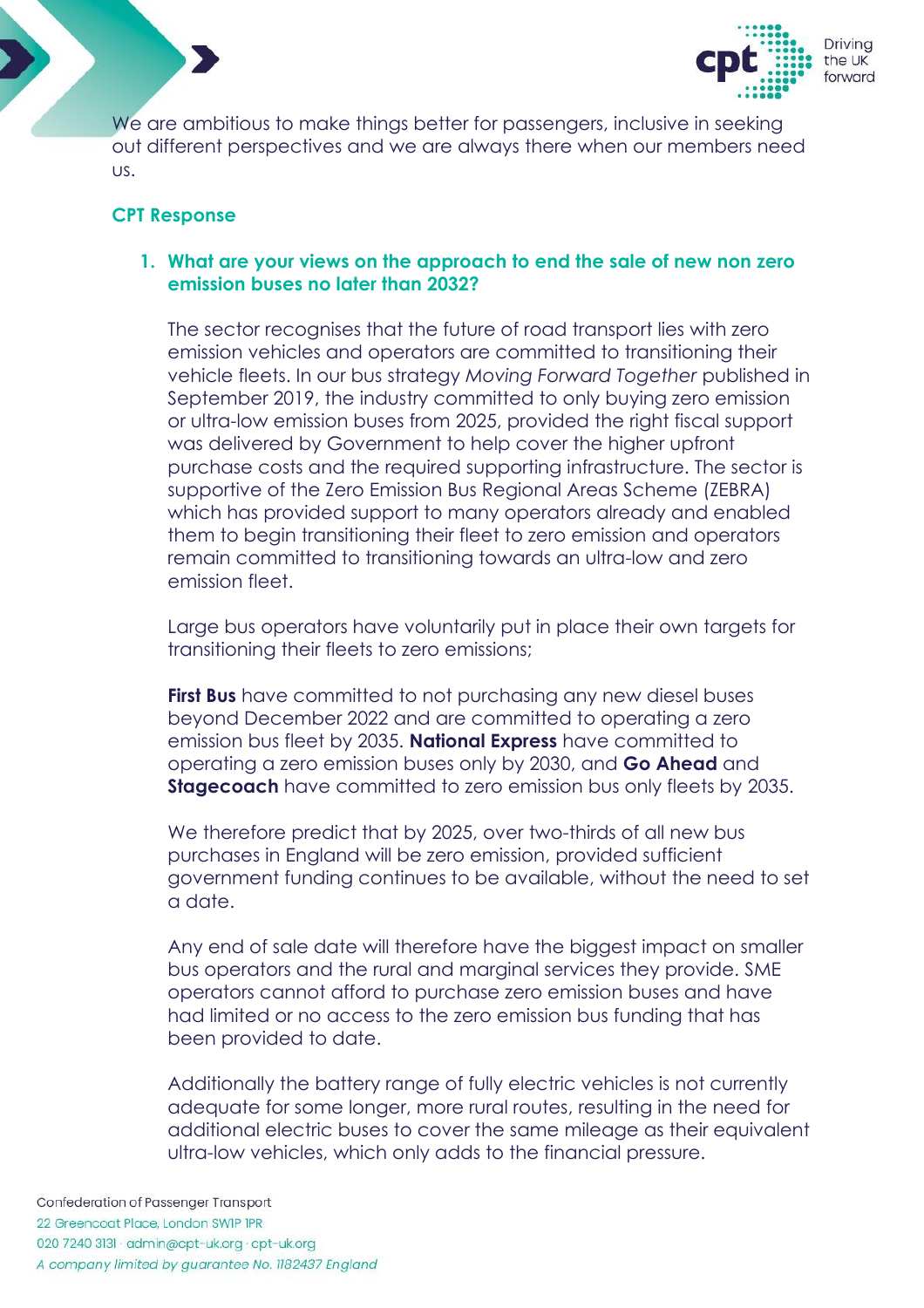We are ambitious to make things better for passengers, inclusive in seeking out different perspectives and we are always there when our members need us.

## CPT Response

### 1. What are your views on the approach to end the sale of new non zero emission buses no later than 2032?

The sector recognises that the future of road transport lies with zero emission vehicles and operators are committed to transitioning their vehicle fleets. In our bus strategy *Moving Forward Together* published in September 2019, the industry committed to only buying zero emission or ultra-low emission buses from 2025, provided the right fiscal support was delivered by Government to help cover the higher upfront purchase costs and the required supporting infrastructure. The sector is supportive of the Zero Emission Bus Regional Areas Scheme (ZEBRA) which has provided support to many operators already and enabled them to begin transitioning their fleet to zero emission and operators remain committed to transitioning towards an ultra-low and zero emission fleet.

Large bus operators have voluntarily put in place their own targets for transitioning their fleets to zero emissions;

**First Bus** have committed to not purchasing any new diesel buses beyond December 2022 and are committed to operating a zero emission bus fleet by 2035. **National Express** have committed to operating a zero emission buses only by 2030, and **Go Ahead** and **Stagecoach** have committed to zero emission bus only fleets by 2035.

We therefore predict that by 2025, over two-thirds of all new bus purchases in England will be zero emission, provided sufficient government funding continues to be available, without the need to set a date.

Any end of sale date will therefore have the biggest impact on smaller bus operators and the rural and marginal services they provide. SME operators cannot afford to purchase zero emission buses and have had limited or no access to the zero emission bus funding that has been provided to date.

Additionally the battery range of fully electric vehicles is not currently adequate for some longer, more rural routes, resulting in the need for additional electric buses to cover the same mileage as their equivalent ultra-low vehicles, which only adds to the financial pressure.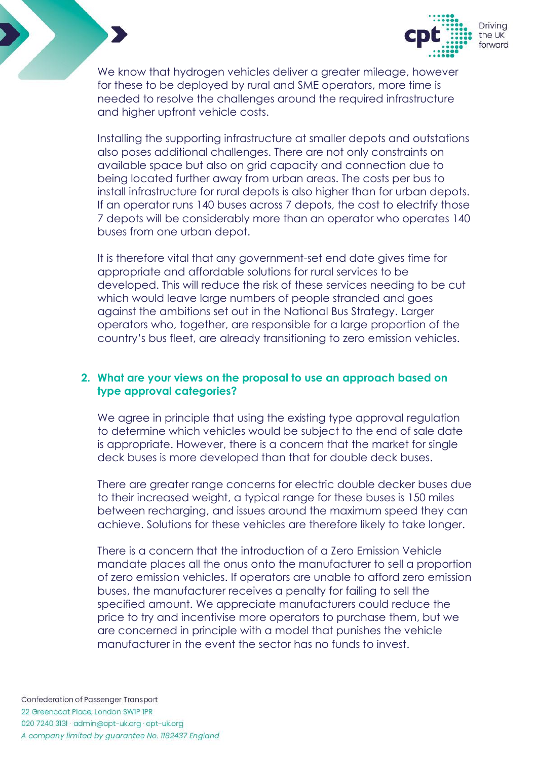We know that hydrogen vehicles deliver a greater mileage, however for these to be deployed by rural and SME operators, more time is needed to resolve the challenges around the required infrastructure and higher upfront vehicle costs.

Installing the supporting infrastructure at smaller depots and outstations also poses additional challenges. There are not only constraints on available space but also on grid capacity and connection due to being located further away from urban areas. The costs per bus to install infrastructure for rural depots is also higher than for urban depots. If an operator runs 140 buses across 7 depots, the cost to electrify those 7 depots will be considerably more than an operator who operates 140 buses from one urban depot.

It is therefore vital that any government-set end date gives time for appropriate and affordable solutions for rural services to be developed. This will reduce the risk of these services needing to be cut which would leave large numbers of people stranded and goes against the ambitions set out in the National Bus Strategy. Larger operators who, together, are responsible for a large proportion of the country's bus fleet, are already transitioning to zero emission vehicles.

## 2. What are your views on the proposal to use an approach based on type approval categories?

We agree in principle that using the existing type approval regulation to determine which vehicles would be subject to the end of sale date is appropriate. However, there is a concern that the market for single deck buses is more developed than that for double deck buses.

There are greater range concerns for electric double decker buses due to their increased weight, a typical range for these buses is 150 miles between recharging, and issues around the maximum speed they can achieve. Solutions for these vehicles are therefore likely to take longer.

There is a concern that the introduction of a Zero Emission Vehicle mandate places all the onus onto the manufacturer to sell a proportion of zero emission vehicles. If operators are unable to afford zero emission buses, the manufacturer receives a penalty for failing to sell the specified amount. We appreciate manufacturers could reduce the price to try and incentivise more operators to purchase them, but we are concerned in principle with a model that punishes the vehicle manufacturer in the event the sector has no funds to invest.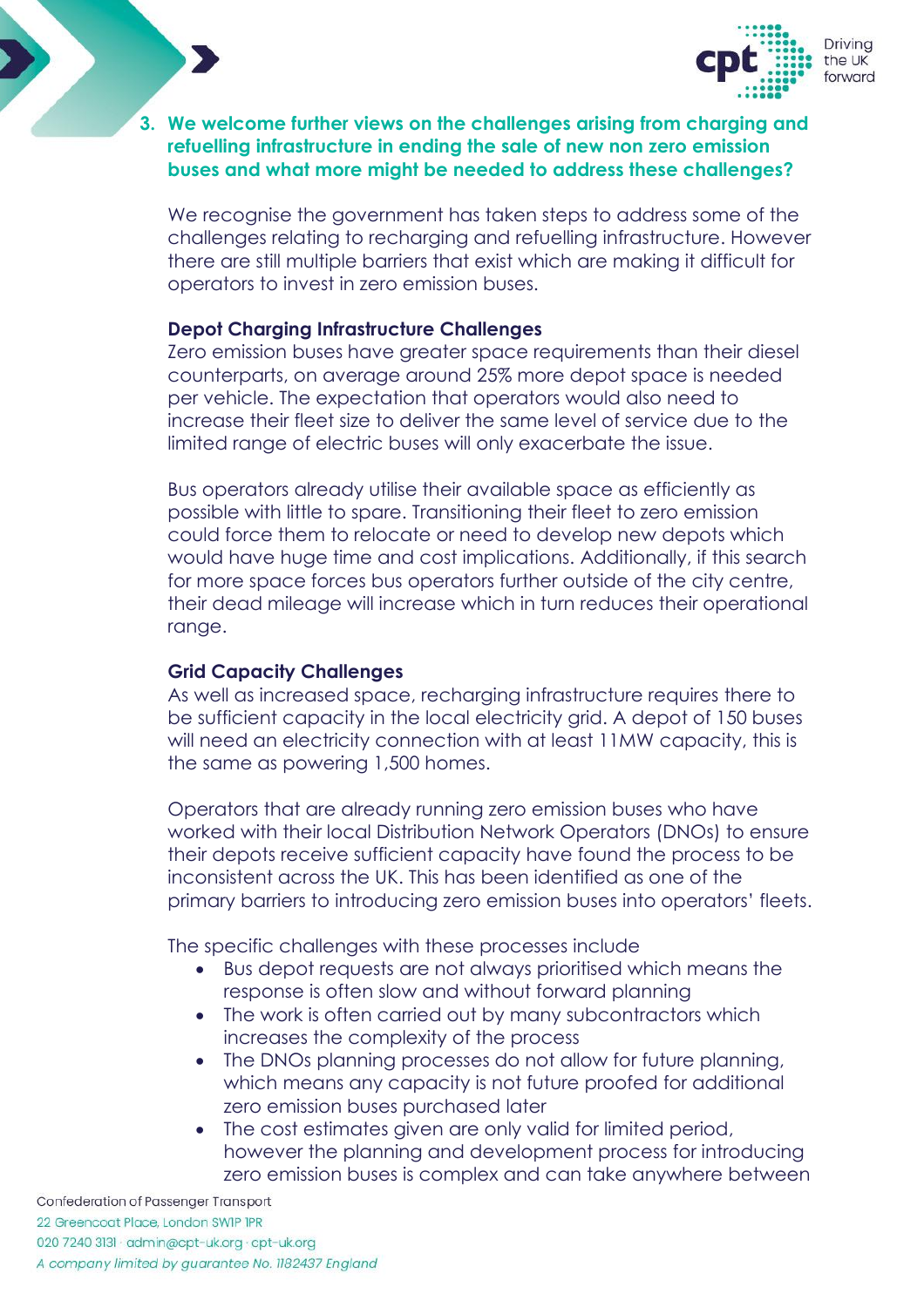3. **We welcome further views on the challenges arising from charging and refuelling infrastructure in ending the sale of new non zero emission buses and what more might be needed to address these challenges?**

We recognise the government has taken steps to address some of the challenges relating to recharging and refuelling infrastructure. However there are still multiple barriers that exist which are making it difficult for operators to invest in zero emission buses.

**Depot Charging Infrastructure Challenges**

Zero emission buses have greater space requirements than their diesel counterparts, on average around 25% more depot space is needed per vehicle. The expectation that operators would also need to increase their fleet size to deliver the same level of service due to the limited range of electric buses will only exacerbate the issue.

Bus operators already utilise their available space as efficiently as possible with little to spare. Transitioning their fleet to zero emission could force them to relocate or need to develop new depots which would have huge time and cost implications. Additionally, if this search for more space forces bus operators further outside of the city centre, their dead mileage will increase which in turn reduces their operational range.

**Grid Capacity Challenges**

As well as increased space, recharging infrastructure requires there to be sufficient capacity in the local electricity grid. A depot of 150 buses will need an electricity connection with at least 11MW capacity, this is the same as powering 1,500 homes.

Operators that are already running zero emission buses who have worked with their local Distribution Network Operators (DNOs) to ensure their depots receive sufficient capacity have found the process to be inconsistent across the UK. This has been identified as one of the primary barriers to introducing zero emission buses into operators' fleets.

The specific challenges with these processes include

- Bus depot requests are not always prioritised which means the response is often slow and without forward planning
- The work is often carried out by many subcontractors which increases the complexity of the process
- The DNOs planning processes do not allow for future planning, which means any capacity is not future proofed for additional zero emission buses purchased later
- The cost estimates given are only valid for limited period, however the planning and development process for introducing zero emission buses is complex and can take anywhere between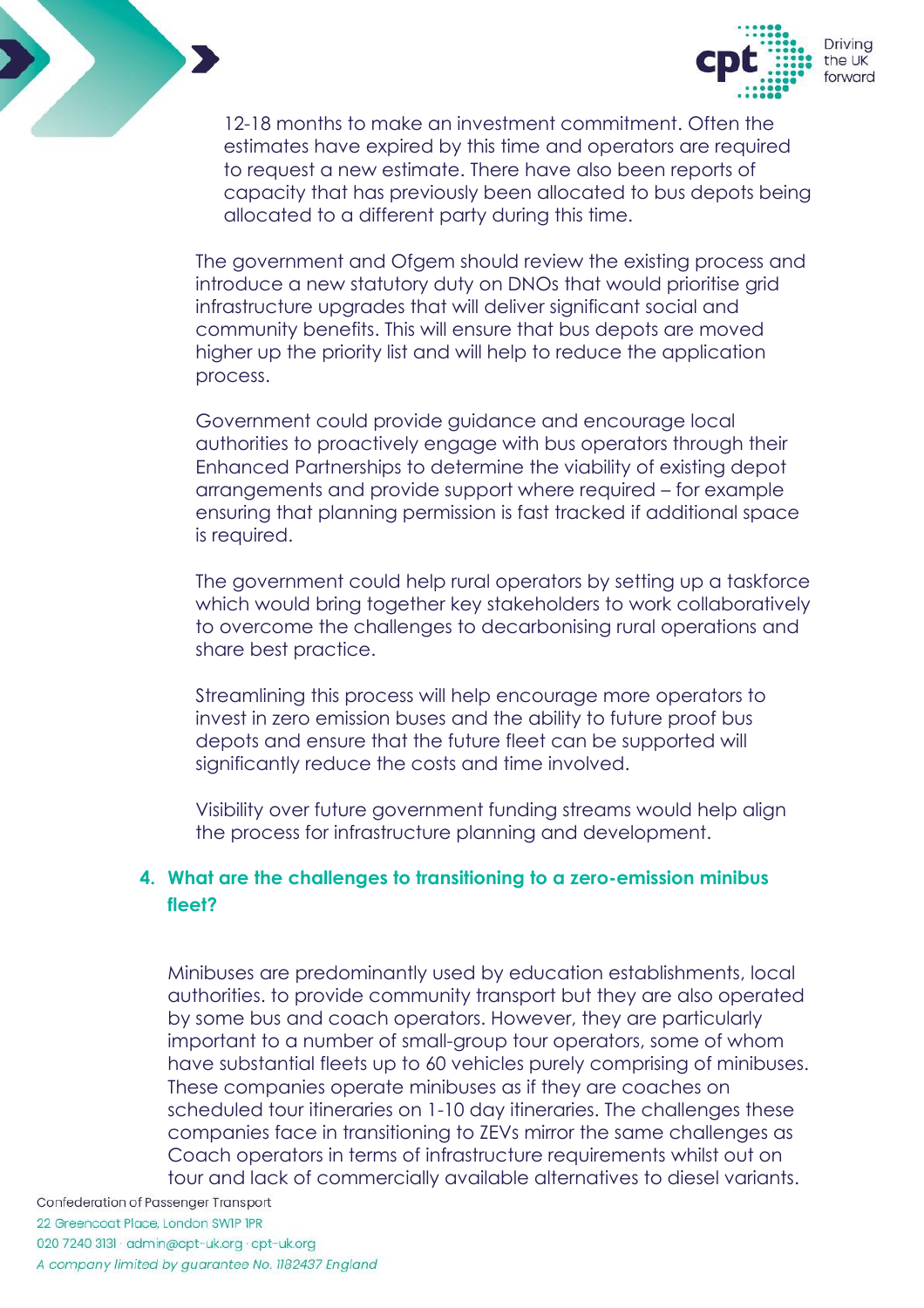12-18 months to make an investment commitment. Often the estimates have expired by this time and operators are required to request a new estimate. There have also been reports of capacity that has previously been allocated to bus depots being allocated to a different party during this time.

The government and Ofgem should review the existing process and introduce a new statutory duty on DNOs that would prioritise grid infrastructure upgrades that will deliver significant social and community benefits. This will ensure that bus depots are moved higher up the priority list and will help to reduce the application process.

Government could provide guidance and encourage local authorities to proactively engage with bus operators through their Enhanced Partnerships to determine the viability of existing depot arrangements and provide support where required – for example ensuring that planning permission is fast tracked if additional space is required.

The government could help rural operators by setting up a taskforce which would bring together key stakeholders to work collaboratively to overcome the challenges to decarbonising rural operations and share best practice.

Streamlining this process will help encourage more operators to invest in zero emission buses and the ability to future proof bus depots and ensure that the future fleet can be supported will significantly reduce the costs and time involved.

Visibility over future government funding streams would help align the process for infrastructure planning and development.

### 4. What are the challenges to transitioning to a zero-emission minibus fleet?

Minibuses are predominantly used by education establishments, local authorities. to provide community transport but they are also operated by some bus and coach operators. However, they are particularly important to a number of small-group tour operators, some of whom have substantial fleets up to 60 vehicles purely comprising of minibuses. These companies operate minibuses as if they are coaches on scheduled tour itineraries on 1-10 day itineraries. The challenges these companies face in transitioning to ZEVs mirror the same challenges as Coach operators in terms of infrastructure requirements whilst out on tour and lack of commercially available alternatives to diesel variants.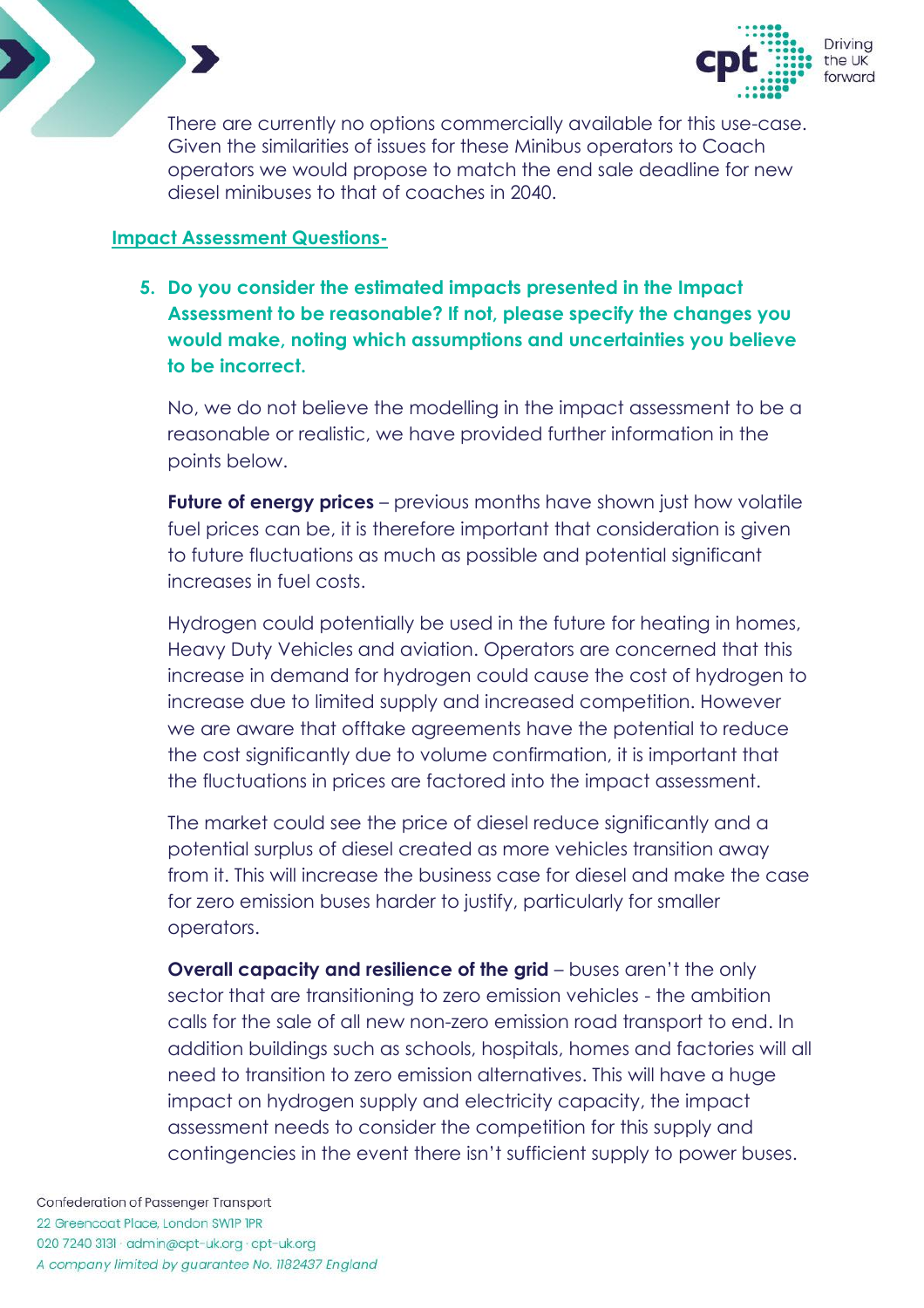There are currently no options commercially available for this use-case. Given the similarities of issues for these Minibus operators to Coach operators we would propose to match the end sale deadline for new diesel minibuses to that of coaches in 2040.

**Impact Assessment Questions-**

5. **Do you consider the estimated impacts presented in the Impact Assessment to be reasonable? If not, please specify the changes you would make, noting which assumptions and uncertainties you believe to be incorrect.**

   No, we do not believe the modelling in the impact assessment to be a reasonable or realistic, we have provided further information in the points below.

   **Future of energy prices** – previous months have shown just how volatile fuel prices can be, it is therefore important that consideration is given to future fluctuations as much as possible and potential significant increases in fuel costs.

   Hydrogen could potentially be used in the future for heating in homes, Heavy Duty Vehicles and aviation. Operators are concerned that this increase in demand for hydrogen could cause the cost of hydrogen to increase due to limited supply and increased competition. However we are aware that offtake agreements have the potential to reduce the cost significantly due to volume confirmation, it is important that the fluctuations in prices are factored into the impact assessment.

   The market could see the price of diesel reduce significantly and a potential surplus of diesel created as more vehicles transition away from it. This will increase the business case for diesel and make the case for zero emission buses harder to justify, particularly for smaller operators.

   **Overall capacity and resilience of the grid** – buses aren't the only sector that are transitioning to zero emission vehicles - the ambition calls for the sale of all new non-zero emission road transport to end. In addition buildings such as schools, hospitals, homes and factories will all need to transition to zero emission alternatives. This will have a huge impact on hydrogen supply and electricity capacity, the impact assessment needs to consider the competition for this supply and contingencies in the event there isn't sufficient supply to power buses.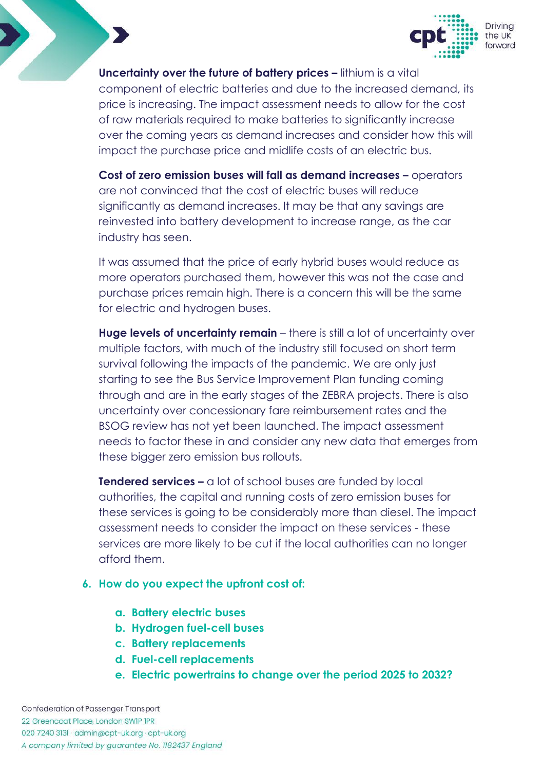**Uncertainty over the future of battery prices –** lithium is a vital component of electric batteries and due to the increased demand, its price is increasing. The impact assessment needs to allow for the cost of raw materials required to make batteries to significantly increase over the coming years as demand increases and consider how this will impact the purchase price and midlife costs of an electric bus.

**Cost of zero emission buses will fall as demand increases –** operators are not convinced that the cost of electric buses will reduce significantly as demand increases. It may be that any savings are reinvested into battery development to increase range, as the car industry has seen.

It was assumed that the price of early hybrid buses would reduce as more operators purchased them, however this was not the case and purchase prices remain high. There is a concern this will be the same for electric and hydrogen buses.

**Huge levels of uncertainty remain** – there is still a lot of uncertainty over multiple factors, with much of the industry still focused on short term survival following the impacts of the pandemic. We are only just starting to see the Bus Service Improvement Plan funding coming through and are in the early stages of the ZEBRA projects. There is also uncertainty over concessionary fare reimbursement rates and the BSOG review has not yet been launched. The impact assessment needs to factor these in and consider any new data that emerges from these bigger zero emission bus rollouts.

**Tendered services –** a lot of school buses are funded by local authorities, the capital and running costs of zero emission buses for these services is going to be considerably more than diesel. The impact assessment needs to consider the impact on these services - these services are more likely to be cut if the local authorities can no longer afford them.

6. **How do you expect the upfront cost of:**

   a. **Battery electric buses**
   b. **Hydrogen fuel-cell buses**
   c. **Battery replacements**
   d. **Fuel-cell replacements**
   e. **Electric powertrains to change over the period 2025 to 2032?**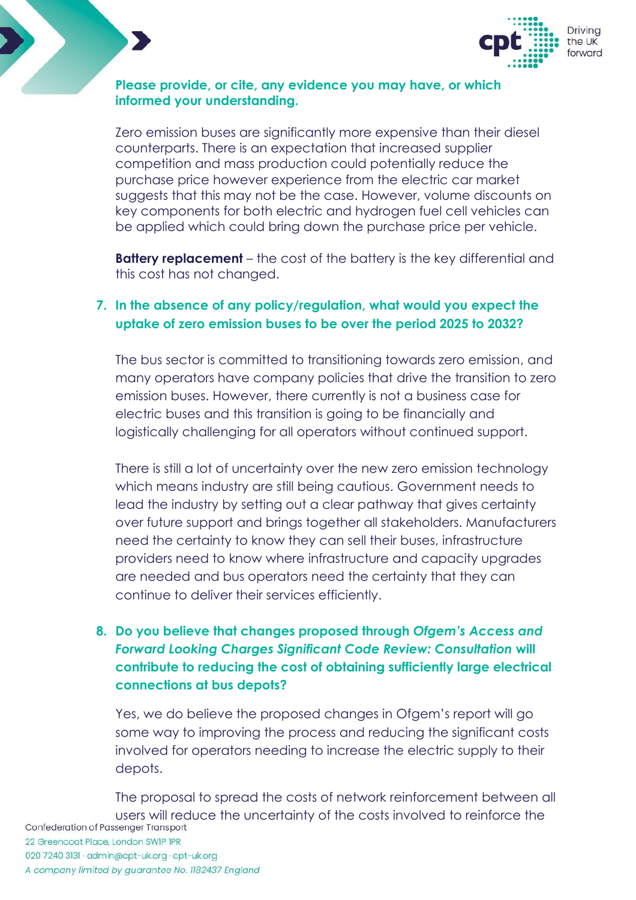**Please provide, or cite, any evidence you may have, or which informed your understanding.**

Zero emission buses are significantly more expensive than their diesel counterparts. There is an expectation that increased supplier competition and mass production could potentially reduce the purchase price however experience from the electric car market suggests that this may not be the case. However, volume discounts on key components for both electric and hydrogen fuel cell vehicles can be applied which could bring down the purchase price per vehicle.

**Battery replacement** – the cost of the battery is the key differential and this cost has not changed.

**7. In the absence of any policy/regulation, what would you expect the uptake of zero emission buses to be over the period 2025 to 2032?**

The bus sector is committed to transitioning towards zero emission, and many operators have company policies that drive the transition to zero emission buses. However, there currently is not a business case for electric buses and this transition is going to be financially and logistically challenging for all operators without continued support.

There is still a lot of uncertainty over the new zero emission technology which means industry are still being cautious. Government needs to lead the industry by setting out a clear pathway that gives certainty over future support and brings together all stakeholders. Manufacturers need the certainty to know they can sell their buses, infrastructure providers need to know where infrastructure and capacity upgrades are needed and bus operators need the certainty that they can continue to deliver their services efficiently.

**8. Do you believe that changes proposed through *Ofgem's Access and Forward Looking Charges Significant Code Review: Consultation* will contribute to reducing the cost of obtaining sufficiently large electrical connections at bus depots?**

Yes, we do believe the proposed changes in Ofgem's report will go some way to improving the process and reducing the significant costs involved for operators needing to increase the electric supply to their depots.

The proposal to spread the costs of network reinforcement between all users will reduce the uncertainty of the costs involved to reinforce the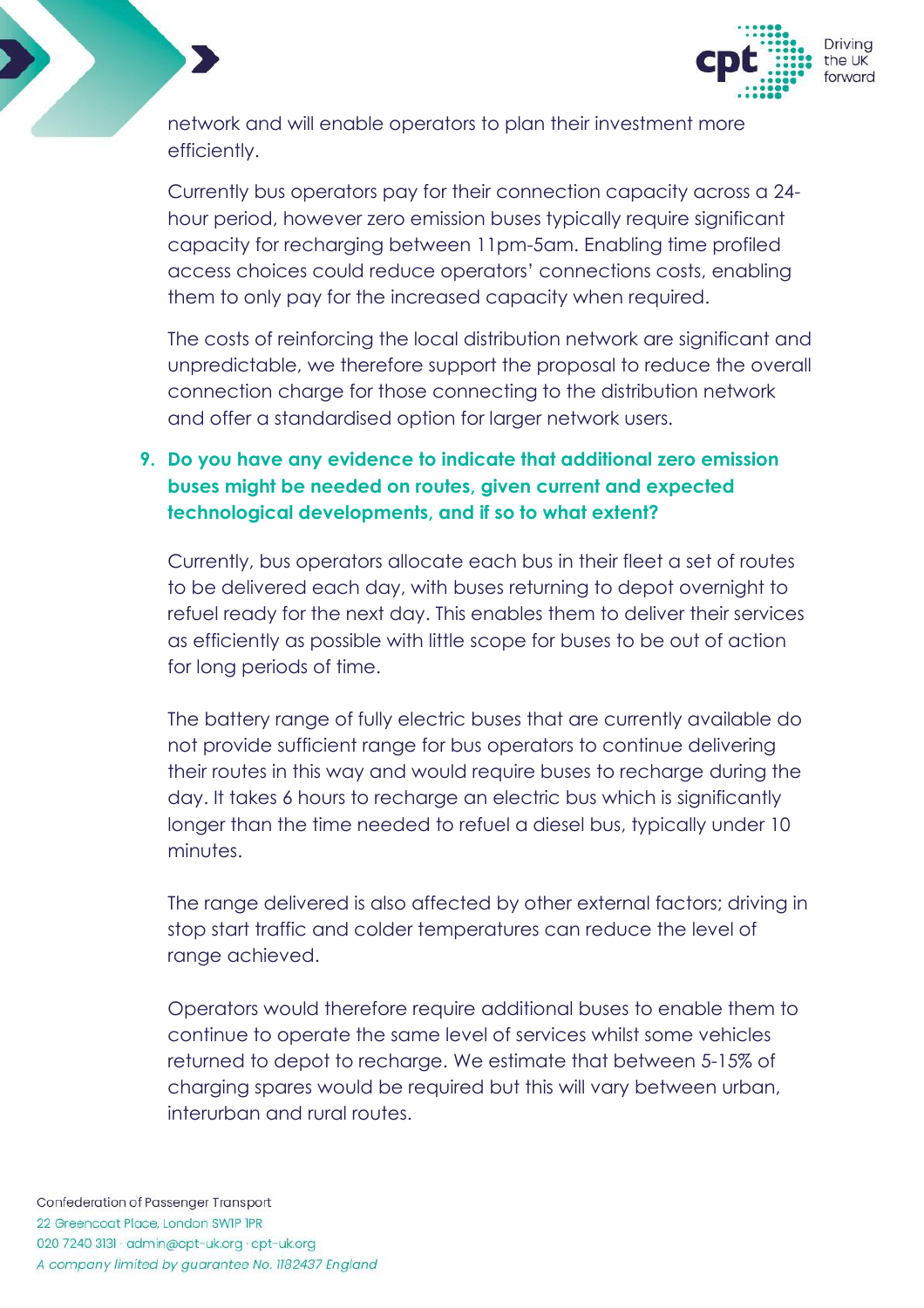network and will enable operators to plan their investment more efficiently.

Currently bus operators pay for their connection capacity across a 24-hour period, however zero emission buses typically require significant capacity for recharging between 11pm-5am. Enabling time profiled access choices could reduce operators' connections costs, enabling them to only pay for the increased capacity when required.

The costs of reinforcing the local distribution network are significant and unpredictable, we therefore support the proposal to reduce the overall connection charge for those connecting to the distribution network and offer a standardised option for larger network users.

**9. Do you have any evidence to indicate that additional zero emission buses might be needed on routes, given current and expected technological developments, and if so to what extent?**

Currently, bus operators allocate each bus in their fleet a set of routes to be delivered each day, with buses returning to depot overnight to refuel ready for the next day. This enables them to deliver their services as efficiently as possible with little scope for buses to be out of action for long periods of time.

The battery range of fully electric buses that are currently available do not provide sufficient range for bus operators to continue delivering their routes in this way and would require buses to recharge during the day. It takes 6 hours to recharge an electric bus which is significantly longer than the time needed to refuel a diesel bus, typically under 10 minutes.

The range delivered is also affected by other external factors; driving in stop start traffic and colder temperatures can reduce the level of range achieved.

Operators would therefore require additional buses to enable them to continue to operate the same level of services whilst some vehicles returned to depot to recharge. We estimate that between 5-15% of charging spares would be required but this will vary between urban, interurban and rural routes.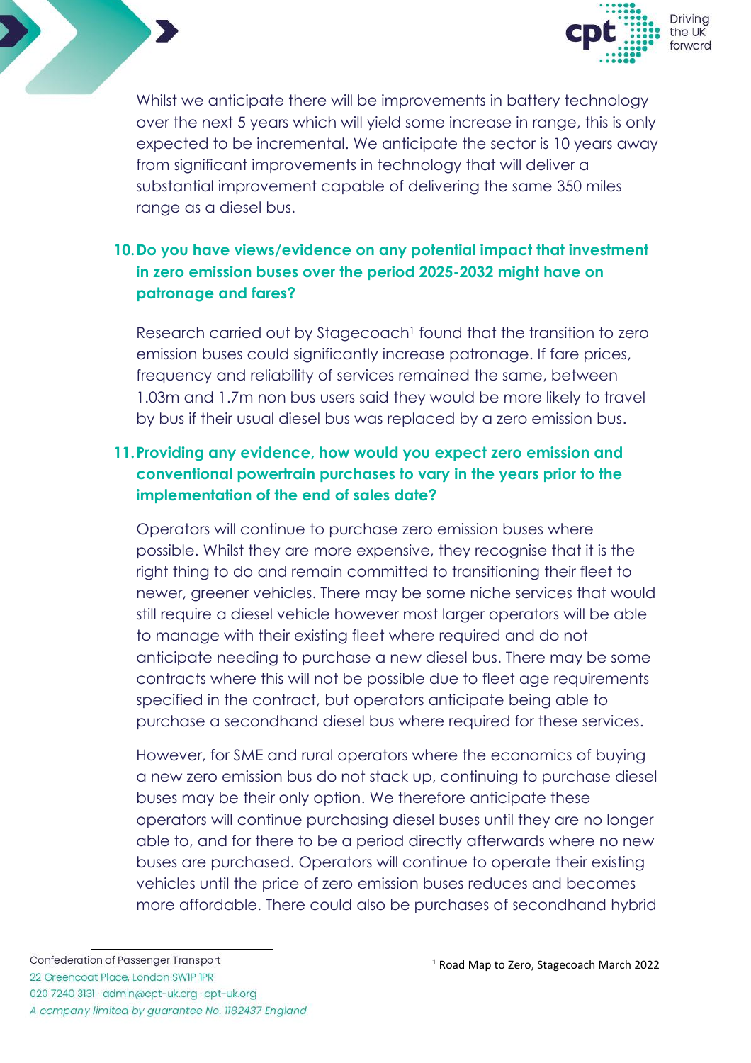Whilst we anticipate there will be improvements in battery technology over the next 5 years which will yield some increase in range, this is only expected to be incremental. We anticipate the sector is 10 years away from significant improvements in technology that will deliver a substantial improvement capable of delivering the same 350 miles range as a diesel bus.

## 10. Do you have views/evidence on any potential impact that investment in zero emission buses over the period 2025-2032 might have on patronage and fares?

Research carried out by Stagecoach[1] found that the transition to zero emission buses could significantly increase patronage. If fare prices, frequency and reliability of services remained the same, between 1.03m and 1.7m non bus users said they would be more likely to travel by bus if their usual diesel bus was replaced by a zero emission bus.

## 11. Providing any evidence, how would you expect zero emission and conventional powertrain purchases to vary in the years prior to the implementation of the end of sales date?

Operators will continue to purchase zero emission buses where possible. Whilst they are more expensive, they recognise that it is the right thing to do and remain committed to transitioning their fleet to newer, greener vehicles. There may be some niche services that would still require a diesel vehicle however most larger operators will be able to manage with their existing fleet where required and do not anticipate needing to purchase a new diesel bus. There may be some contracts where this will not be possible due to fleet age requirements specified in the contract, but operators anticipate being able to purchase a secondhand diesel bus where required for these services.

However, for SME and rural operators where the economics of buying a new zero emission bus do not stack up, continuing to purchase diesel buses may be their only option. We therefore anticipate these operators will continue purchasing diesel buses until they are no longer able to, and for there to be a period directly afterwards where no new buses are purchased. Operators will continue to operate their existing vehicles until the price of zero emission buses reduces and becomes more affordable. There could also be purchases of secondhand hybrid

[1] Road Map to Zero, Stagecoach March 2022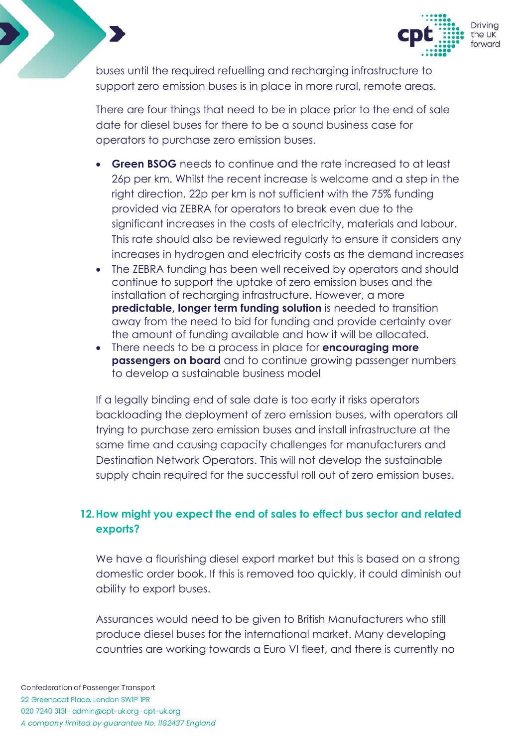buses until the required refuelling and recharging infrastructure to support zero emission buses is in place in more rural, remote areas.

There are four things that need to be in place prior to the end of sale date for diesel buses for there to be a sound business case for operators to purchase zero emission buses.

- **Green BSOG** needs to continue and the rate increased to at least 26p per km. Whilst the recent increase is welcome and a step in the right direction, 22p per km is not sufficient with the 75% funding provided via ZEBRA for operators to break even due to the significant increases in the costs of electricity, materials and labour. This rate should also be reviewed regularly to ensure it considers any increases in hydrogen and electricity costs as the demand increases
- The ZEBRA funding has been well received by operators and should continue to support the uptake of zero emission buses and the installation of recharging infrastructure. However, a more **predictable, longer term funding solution** is needed to transition away from the need to bid for funding and provide certainty over the amount of funding available and how it will be allocated.
- There needs to be a process in place for **encouraging more passengers on board** and to continue growing passenger numbers to develop a sustainable business model

If a legally binding end of sale date is too early it risks operators backloading the deployment of zero emission buses, with operators all trying to purchase zero emission buses and install infrastructure at the same time and causing capacity challenges for manufacturers and Destination Network Operators. This will not develop the sustainable supply chain required for the successful roll out of zero emission buses.

## 12. How might you expect the end of sales to effect bus sector and related exports?

We have a flourishing diesel export market but this is based on a strong domestic order book. If this is removed too quickly, it could diminish out ability to export buses.

Assurances would need to be given to British Manufacturers who still produce diesel buses for the international market. Many developing countries are working towards a Euro VI fleet, and there is currently no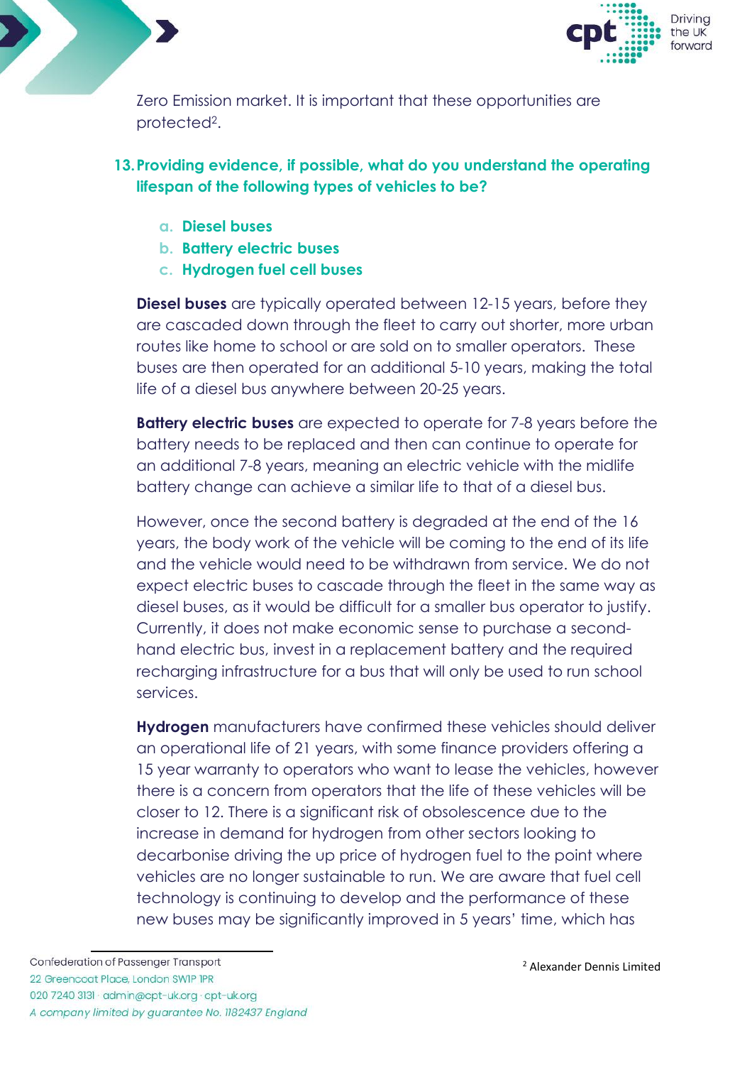Zero Emission market. It is important that these opportunities are protected[2].

**13. Providing evidence, if possible, what do you understand the operating lifespan of the following types of vehicles to be?**

   a. **Diesel buses**
   b. **Battery electric buses**
   c. **Hydrogen fuel cell buses**

**Diesel buses** are typically operated between 12-15 years, before they are cascaded down through the fleet to carry out shorter, more urban routes like home to school or are sold on to smaller operators. These buses are then operated for an additional 5-10 years, making the total life of a diesel bus anywhere between 20-25 years.

**Battery electric buses** are expected to operate for 7-8 years before the battery needs to be replaced and then can continue to operate for an additional 7-8 years, meaning an electric vehicle with the midlife battery change can achieve a similar life to that of a diesel bus.

However, once the second battery is degraded at the end of the 16 years, the body work of the vehicle will be coming to the end of its life and the vehicle would need to be withdrawn from service. We do not expect electric buses to cascade through the fleet in the same way as diesel buses, as it would be difficult for a smaller bus operator to justify. Currently, it does not make economic sense to purchase a second-hand electric bus, invest in a replacement battery and the required recharging infrastructure for a bus that will only be used to run school services.

**Hydrogen** manufacturers have confirmed these vehicles should deliver an operational life of 21 years, with some finance providers offering a 15 year warranty to operators who want to lease the vehicles, however there is a concern from operators that the life of these vehicles will be closer to 12. There is a significant risk of obsolescence due to the increase in demand for hydrogen from other sectors looking to decarbonise driving the up price of hydrogen fuel to the point where vehicles are no longer sustainable to run. We are aware that fuel cell technology is continuing to develop and the performance of these new buses may be significantly improved in 5 years' time, which has

[2] Alexander Dennis Limited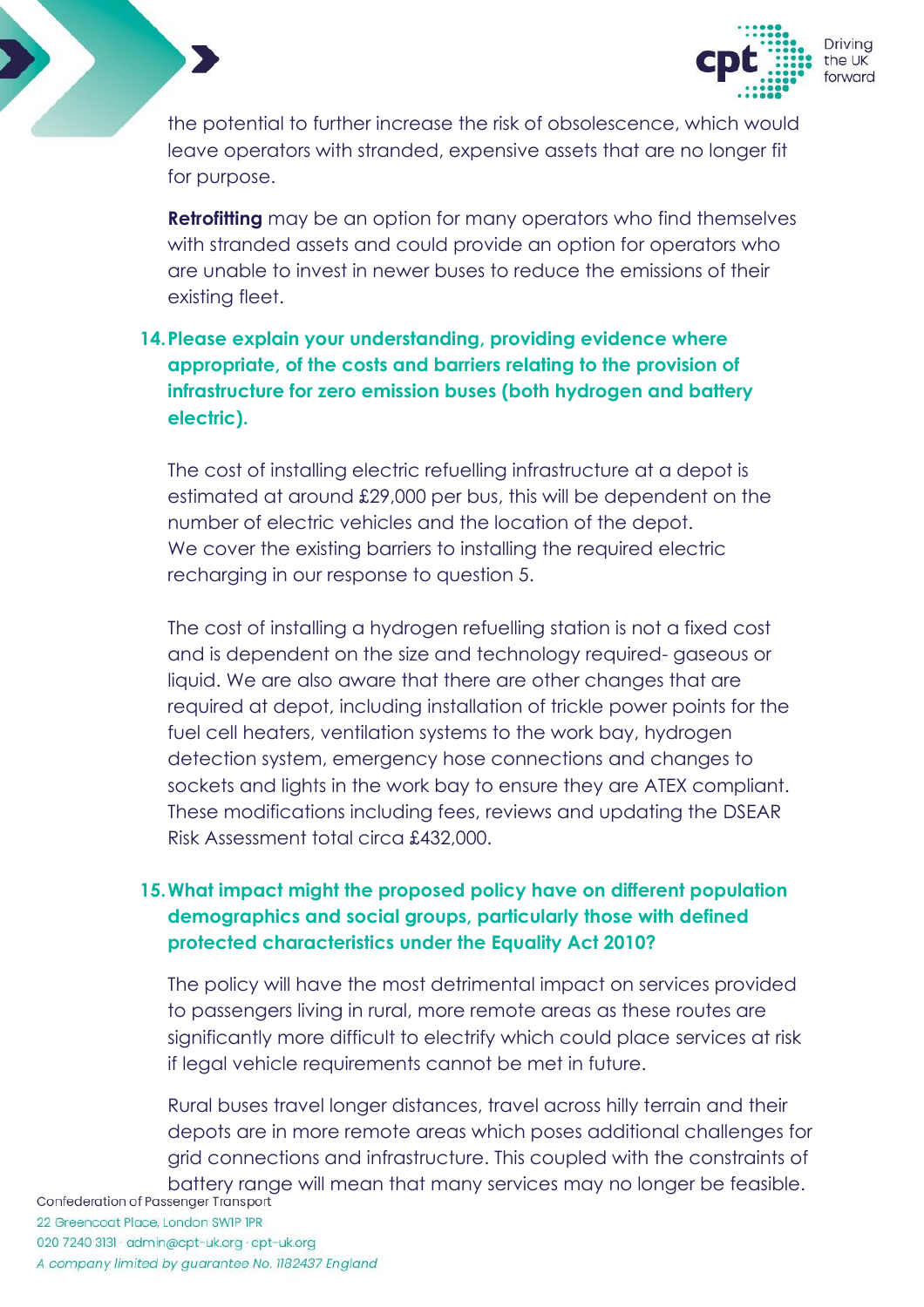the potential to further increase the risk of obsolescence, which would leave operators with stranded, expensive assets that are no longer fit for purpose.

**Retrofitting** may be an option for many operators who find themselves with stranded assets and could provide an option for operators who are unable to invest in newer buses to reduce the emissions of their existing fleet.

**14. Please explain your understanding, providing evidence where appropriate, of the costs and barriers relating to the provision of infrastructure for zero emission buses (both hydrogen and battery electric).**

The cost of installing electric refuelling infrastructure at a depot is estimated at around £29,000 per bus, this will be dependent on the number of electric vehicles and the location of the depot. We cover the existing barriers to installing the required electric recharging in our response to question 5.

The cost of installing a hydrogen refuelling station is not a fixed cost and is dependent on the size and technology required- gaseous or liquid. We are also aware that there are other changes that are required at depot, including installation of trickle power points for the fuel cell heaters, ventilation systems to the work bay, hydrogen detection system, emergency hose connections and changes to sockets and lights in the work bay to ensure they are ATEX compliant. These modifications including fees, reviews and updating the DSEAR Risk Assessment total circa £432,000.

**15. What impact might the proposed policy have on different population demographics and social groups, particularly those with defined protected characteristics under the Equality Act 2010?**

The policy will have the most detrimental impact on services provided to passengers living in rural, more remote areas as these routes are significantly more difficult to electrify which could place services at risk if legal vehicle requirements cannot be met in future.

Rural buses travel longer distances, travel across hilly terrain and their depots are in more remote areas which poses additional challenges for grid connections and infrastructure. This coupled with the constraints of battery range will mean that many services may no longer be feasible.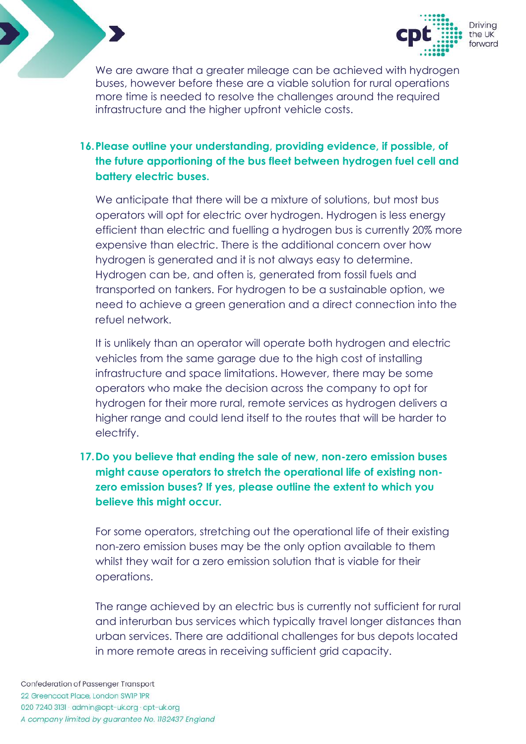We are aware that a greater mileage can be achieved with hydrogen buses, however before these are a viable solution for rural operations more time is needed to resolve the challenges around the required infrastructure and the higher upfront vehicle costs.

**16. Please outline your understanding, providing evidence, if possible, of the future apportioning of the bus fleet between hydrogen fuel cell and battery electric buses.**

We anticipate that there will be a mixture of solutions, but most bus operators will opt for electric over hydrogen. Hydrogen is less energy efficient than electric and fuelling a hydrogen bus is currently 20% more expensive than electric. There is the additional concern over how hydrogen is generated and it is not always easy to determine. Hydrogen can be, and often is, generated from fossil fuels and transported on tankers. For hydrogen to be a sustainable option, we need to achieve a green generation and a direct connection into the refuel network.

It is unlikely than an operator will operate both hydrogen and electric vehicles from the same garage due to the high cost of installing infrastructure and space limitations. However, there may be some operators who make the decision across the company to opt for hydrogen for their more rural, remote services as hydrogen delivers a higher range and could lend itself to the routes that will be harder to electrify.

**17. Do you believe that ending the sale of new, non-zero emission buses might cause operators to stretch the operational life of existing non-zero emission buses? If yes, please outline the extent to which you believe this might occur.**

For some operators, stretching out the operational life of their existing non-zero emission buses may be the only option available to them whilst they wait for a zero emission solution that is viable for their operations.

The range achieved by an electric bus is currently not sufficient for rural and interurban bus services which typically travel longer distances than urban services. There are additional challenges for bus depots located in more remote areas in receiving sufficient grid capacity.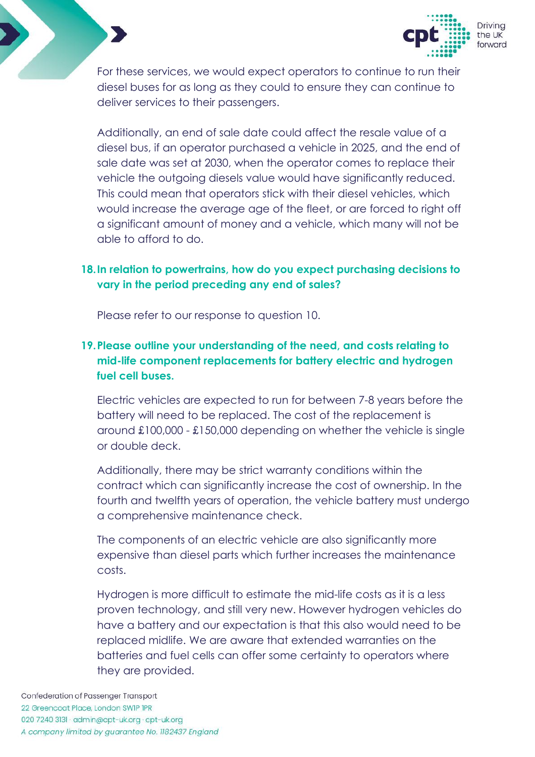For these services, we would expect operators to continue to run their diesel buses for as long as they could to ensure they can continue to deliver services to their passengers.

Additionally, an end of sale date could affect the resale value of a diesel bus, if an operator purchased a vehicle in 2025, and the end of sale date was set at 2030, when the operator comes to replace their vehicle the outgoing diesels value would have significantly reduced. This could mean that operators stick with their diesel vehicles, which would increase the average age of the fleet, or are forced to right off a significant amount of money and a vehicle, which many will not be able to afford to do.

**18. In relation to powertrains, how do you expect purchasing decisions to vary in the period preceding any end of sales?**

Please refer to our response to question 10.

**19. Please outline your understanding of the need, and costs relating to mid-life component replacements for battery electric and hydrogen fuel cell buses.**

Electric vehicles are expected to run for between 7-8 years before the battery will need to be replaced. The cost of the replacement is around £100,000 - £150,000 depending on whether the vehicle is single or double deck.

Additionally, there may be strict warranty conditions within the contract which can significantly increase the cost of ownership. In the fourth and twelfth years of operation, the vehicle battery must undergo a comprehensive maintenance check.

The components of an electric vehicle are also significantly more expensive than diesel parts which further increases the maintenance costs.

Hydrogen is more difficult to estimate the mid-life costs as it is a less proven technology, and still very new. However hydrogen vehicles do have a battery and our expectation is that this also would need to be replaced midlife. We are aware that extended warranties on the batteries and fuel cells can offer some certainty to operators where they are provided.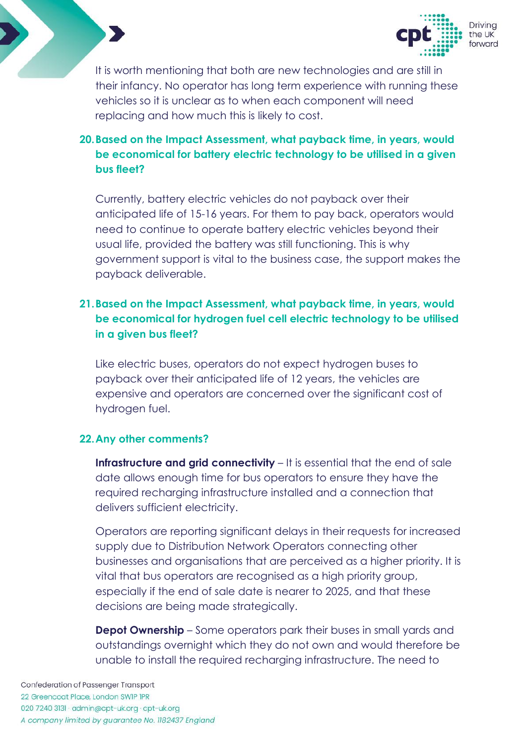It is worth mentioning that both are new technologies and are still in their infancy. No operator has long term experience with running these vehicles so it is unclear as to when each component will need replacing and how much this is likely to cost.

**20. Based on the Impact Assessment, what payback time, in years, would be economical for battery electric technology to be utilised in a given bus fleet?**

Currently, battery electric vehicles do not payback over their anticipated life of 15-16 years. For them to pay back, operators would need to continue to operate battery electric vehicles beyond their usual life, provided the battery was still functioning. This is why government support is vital to the business case, the support makes the payback deliverable.

**21. Based on the Impact Assessment, what payback time, in years, would be economical for hydrogen fuel cell electric technology to be utilised in a given bus fleet?**

Like electric buses, operators do not expect hydrogen buses to payback over their anticipated life of 12 years, the vehicles are expensive and operators are concerned over the significant cost of hydrogen fuel.

**22. Any other comments?**

**Infrastructure and grid connectivity** – It is essential that the end of sale date allows enough time for bus operators to ensure they have the required recharging infrastructure installed and a connection that delivers sufficient electricity.

Operators are reporting significant delays in their requests for increased supply due to Distribution Network Operators connecting other businesses and organisations that are perceived as a higher priority. It is vital that bus operators are recognised as a high priority group, especially if the end of sale date is nearer to 2025, and that these decisions are being made strategically.

**Depot Ownership** – Some operators park their buses in small yards and outstandings overnight which they do not own and would therefore be unable to install the required recharging infrastructure. The need to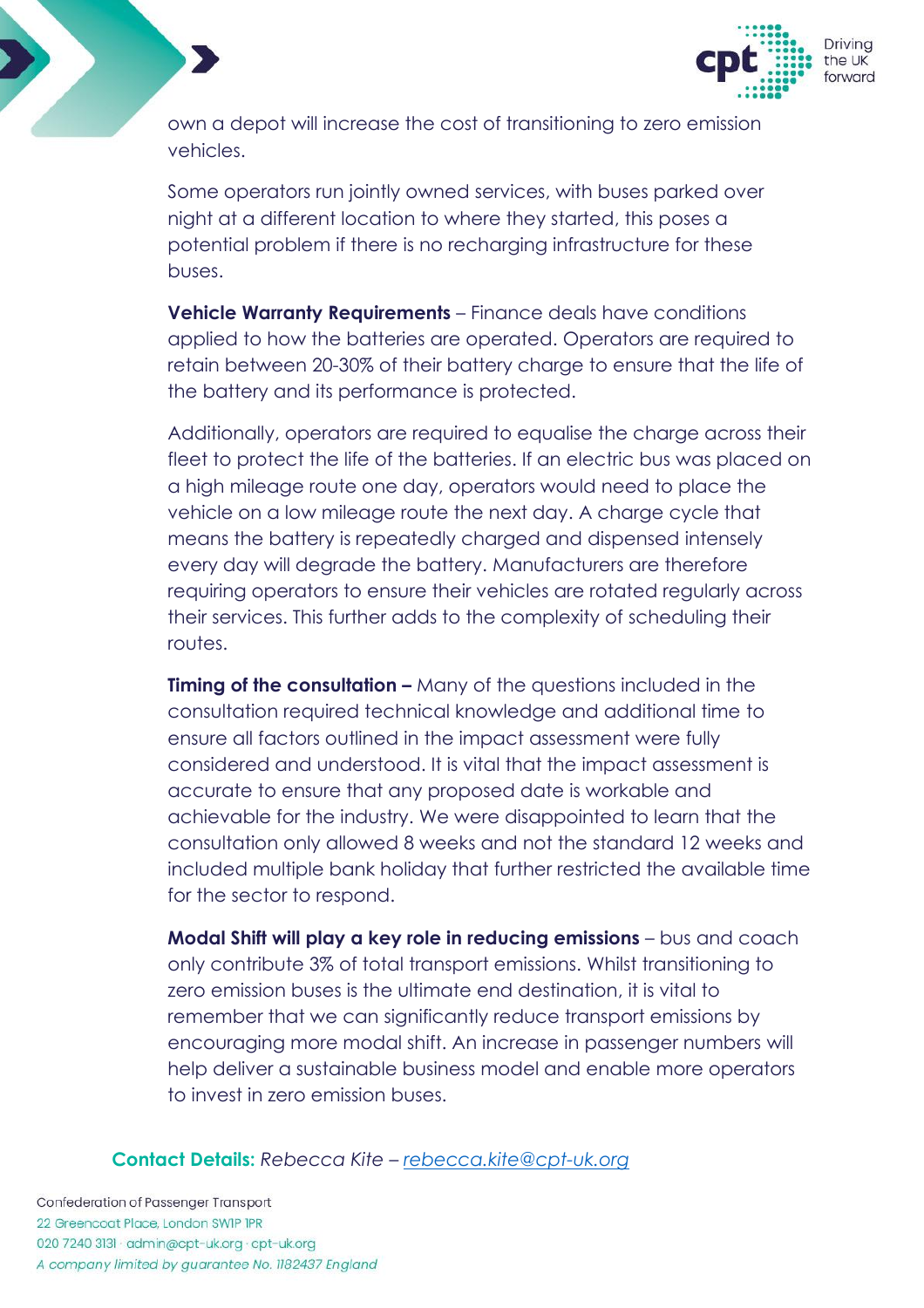own a depot will increase the cost of transitioning to zero emission vehicles.

Some operators run jointly owned services, with buses parked over night at a different location to where they started, this poses a potential problem if there is no recharging infrastructure for these buses.

**Vehicle Warranty Requirements** – Finance deals have conditions applied to how the batteries are operated. Operators are required to retain between 20-30% of their battery charge to ensure that the life of the battery and its performance is protected.

Additionally, operators are required to equalise the charge across their fleet to protect the life of the batteries. If an electric bus was placed on a high mileage route one day, operators would need to place the vehicle on a low mileage route the next day. A charge cycle that means the battery is repeatedly charged and dispensed intensely every day will degrade the battery. Manufacturers are therefore requiring operators to ensure their vehicles are rotated regularly across their services. This further adds to the complexity of scheduling their routes.

**Timing of the consultation –** Many of the questions included in the consultation required technical knowledge and additional time to ensure all factors outlined in the impact assessment were fully considered and understood. It is vital that the impact assessment is accurate to ensure that any proposed date is workable and achievable for the industry. We were disappointed to learn that the consultation only allowed 8 weeks and not the standard 12 weeks and included multiple bank holiday that further restricted the available time for the sector to respond.

**Modal Shift will play a key role in reducing emissions** – bus and coach only contribute 3% of total transport emissions. Whilst transitioning to zero emission buses is the ultimate end destination, it is vital to remember that we can significantly reduce transport emissions by encouraging more modal shift. An increase in passenger numbers will help deliver a sustainable business model and enable more operators to invest in zero emission buses.

**Contact Details:** *Rebecca Kite – rebecca.kite@cpt-uk.org*